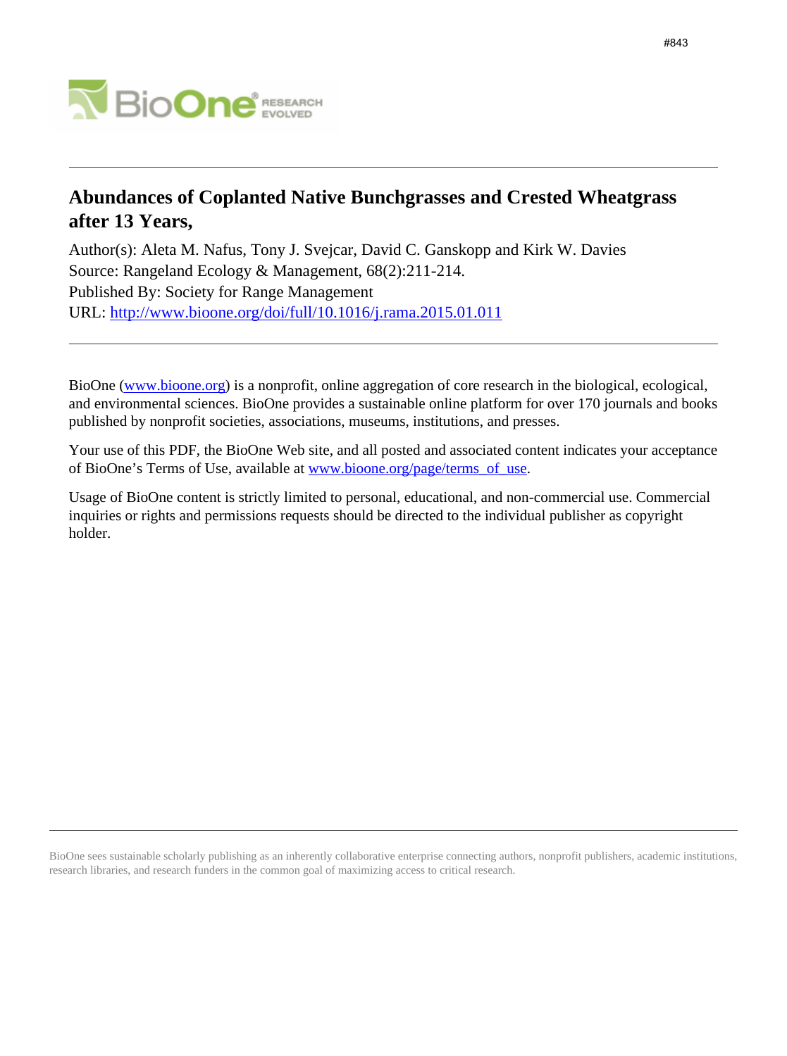#843

# Abundances of Coplanted Native Bunchgrasses and Crested Wheatgrass after 13 Years,

Author(s): Aleta M. Nafus, Tony J. Svejcar, David C. Ganskopp and Kirk W. Davies
Source: Rangeland Ecology & Management, 68(2):211-214.
Published By: Society for Range Management
URL: http://www.bioone.org/doi/full/10.1016/j.rama.2015.01.011

---

BioOne (www.bioone.org) is a nonprofit, online aggregation of core research in the biological, ecological, and environmental sciences. BioOne provides a sustainable online platform for over 170 journals and books published by nonprofit societies, associations, museums, institutions, and presses.

Your use of this PDF, the BioOne Web site, and all posted and associated content indicates your acceptance of BioOne's Terms of Use, available at www.bioone.org/page/terms_of_use.

Usage of BioOne content is strictly limited to personal, educational, and non-commercial use. Commercial inquiries or rights and permissions requests should be directed to the individual publisher as copyright holder.

---

BioOne sees sustainable scholarly publishing as an inherently collaborative enterprise connecting authors, nonprofit publishers, academic institutions, research libraries, and research funders in the common goal of maximizing access to critical research.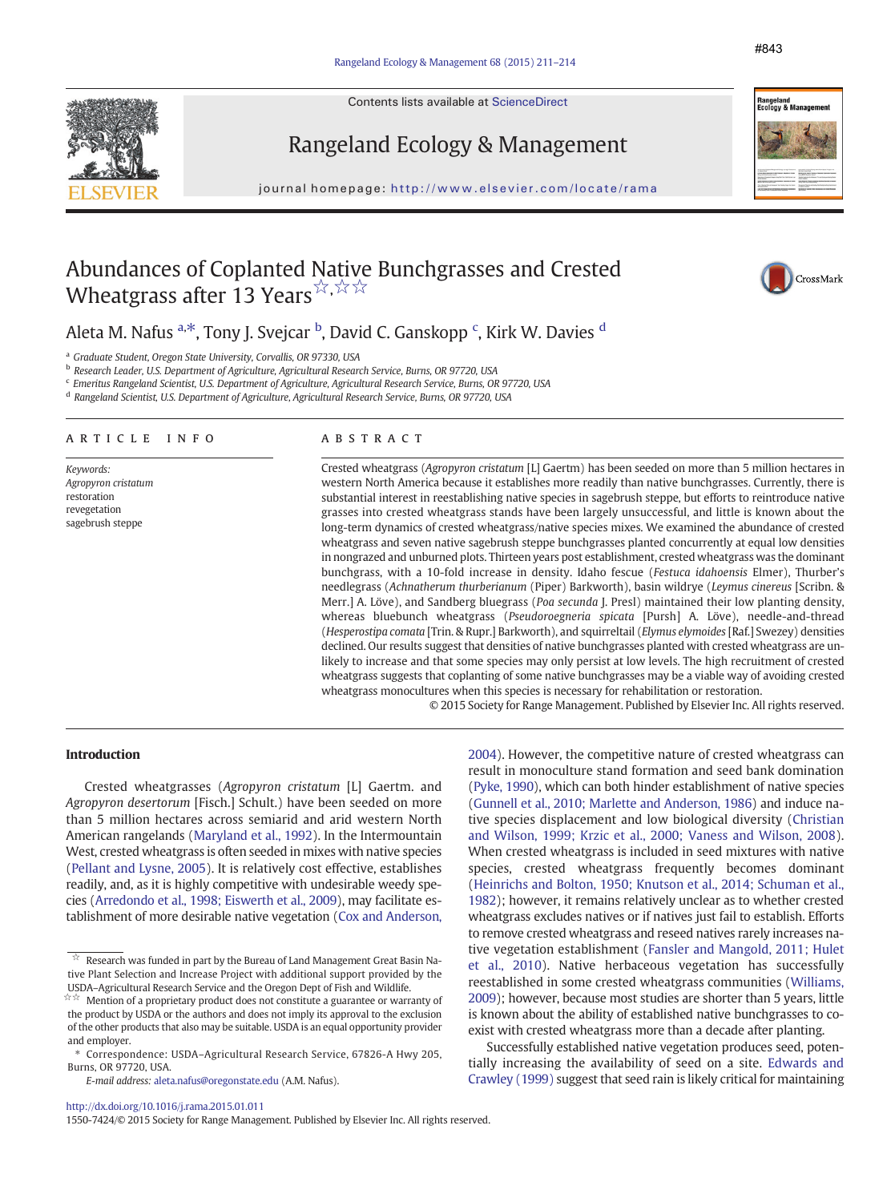# Abundances of Coplanted Native Bunchgrasses and Crested Wheatgrass after 13 Years[☆,☆☆]

Aleta M. Nafus [a,*], Tony J. Svejcar [b], David C. Ganskopp [c], Kirk W. Davies [d]

[a] Graduate Student, Oregon State University, Corvallis, OR 97330, USA
[b] Research Leader, U.S. Department of Agriculture, Agricultural Research Service, Burns, OR 97720, USA
[c] Emeritus Rangeland Scientist, U.S. Department of Agriculture, Agricultural Research Service, Burns, OR 97720, USA
[d] Rangeland Scientist, U.S. Department of Agriculture, Agricultural Research Service, Burns, OR 97720, USA

## ARTICLE INFO

*Keywords:*
*Agropyron cristatum*
restoration
revegetation
sagebrush steppe

## ABSTRACT

Crested wheatgrass (*Agropyron cristatum* [L] Gaertm) has been seeded on more than 5 million hectares in western North America because it establishes more readily than native bunchgrasses. Currently, there is substantial interest in reestablishing native species in sagebrush steppe, but efforts to reintroduce native grasses into crested wheatgrass stands have been largely unsuccessful, and little is known about the long-term dynamics of crested wheatgrass/native species mixes. We examined the abundance of crested wheatgrass and seven native sagebrush steppe bunchgrasses planted concurrently at equal low densities in nongrazed and unburned plots. Thirteen years post establishment, crested wheatgrass was the dominant bunchgrass, with a 10-fold increase in density. Idaho fescue (*Festuca idahoensis* Elmer), Thurber's needlegrass (*Achnatherum thurberianum* (Piper) Barkworth), basin wildrye (*Leymus cinereus* [Scribn. & Merr.] A. Löve), and Sandberg bluegrass (*Poa secunda* J. Presl) maintained their low planting density, whereas bluebunch wheatgrass (*Pseudoroegneria spicata* [Pursh] A. Löve), needle-and-thread (*Hesperostipa comata* [Trin. & Rupr.] Barkworth), and squirreltail (*Elymus elymoides* [Raf.] Swezey) densities declined. Our results suggest that densities of native bunchgrasses planted with crested wheatgrass are unlikely to increase and that some species may only persist at low levels. The high recruitment of crested wheatgrass suggests that coplanting of some native bunchgrasses may be a viable way of avoiding crested wheatgrass monocultures when this species is necessary for rehabilitation or restoration.

© 2015 Society for Range Management. Published by Elsevier Inc. All rights reserved.

## Introduction

Crested wheatgrasses (*Agropyron cristatum* [L] Gaertm. and *Agropyron desertorum* [Fisch.] Schult.) have been seeded on more than 5 million hectares across semiarid and arid western North American rangelands (Maryland et al., 1992). In the Intermountain West, crested wheatgrass is often seeded in mixes with native species (Pellant and Lysne, 2005). It is relatively cost effective, establishes readily, and, as it is highly competitive with undesirable weedy species (Arredondo et al., 1998; Eiswerth et al., 2009), may facilitate establishment of more desirable native vegetation (Cox and Anderson, 2004). However, the competitive nature of crested wheatgrass can result in monoculture stand formation and seed bank domination (Pyke, 1990), which can both hinder establishment of native species (Gunnell et al., 2010; Marlette and Anderson, 1986) and induce native species displacement and low biological diversity (Christian and Wilson, 1999; Krzic et al., 2000; Vaness and Wilson, 2008). When crested wheatgrass is included in seed mixtures with native species, crested wheatgrass frequently becomes dominant (Heinrichs and Bolton, 1950; Knutson et al., 2014; Schuman et al., 1982); however, it remains relatively unclear as to whether crested wheatgrass excludes natives or if natives just fail to establish. Efforts to remove crested wheatgrass and reseed natives rarely increases native vegetation establishment (Fansler and Mangold, 2011; Hulet et al., 2010). Native herbaceous vegetation has successfully reestablished in some crested wheatgrass communities (Williams, 2009); however, because most studies are shorter than 5 years, little is known about the ability of established native bunchgrasses to coexist with crested wheatgrass more than a decade after planting.

Successfully established native vegetation produces seed, potentially increasing the availability of seed on a site. Edwards and Crawley (1999) suggest that seed rain is likely critical for maintaining

☆ Research was funded in part by the Bureau of Land Management Great Basin Native Plant Selection and Increase Project with additional support provided by the USDA–Agricultural Research Service and the Oregon Dept of Fish and Wildlife.

☆☆ Mention of a proprietary product does not constitute a guarantee or warranty of the product by USDA or the authors and does not imply its approval to the exclusion of the other products that also may be suitable. USDA is an equal opportunity provider and employer.

\* Correspondence: USDA–Agricultural Research Service, 67826-A Hwy 205, Burns, OR 97720, USA.

*E-mail address:* aleta.nafus@oregonstate.edu (A.M. Nafus).

http://dx.doi.org/10.1016/j.rama.2015.01.011
1550-7424/© 2015 Society for Range Management. Published by Elsevier Inc. All rights reserved.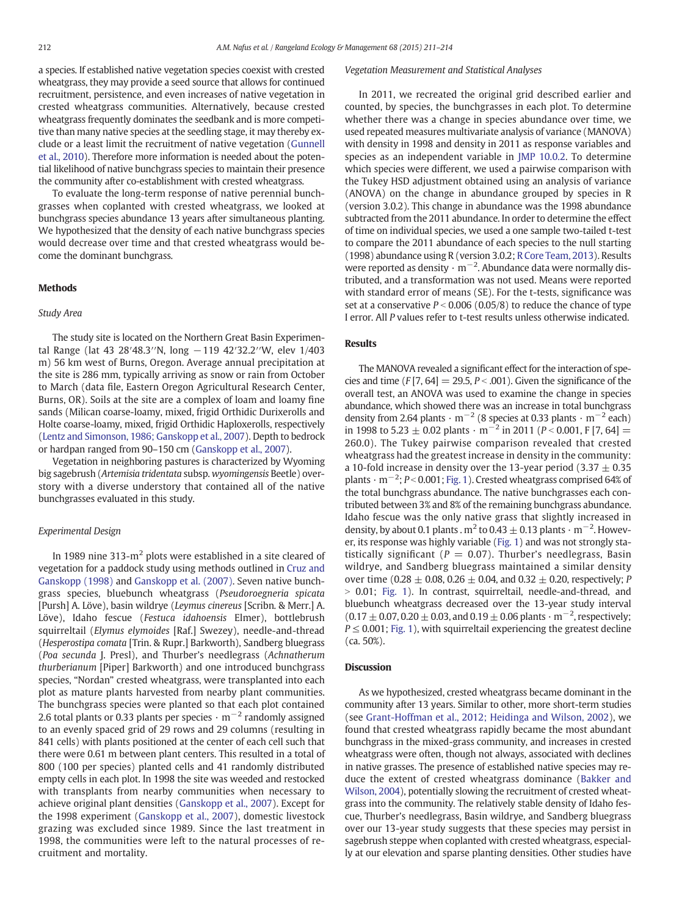a species. If established native vegetation species coexist with crested wheatgrass, they may provide a seed source that allows for continued recruitment, persistence, and even increases of native vegetation in crested wheatgrass communities. Alternatively, because crested wheatgrass frequently dominates the seedbank and is more competitive than many native species at the seedling stage, it may thereby exclude or a least limit the recruitment of native vegetation (Gunnell et al., 2010). Therefore more information is needed about the potential likelihood of native bunchgrass species to maintain their presence the community after co-establishment with crested wheatgrass.

To evaluate the long-term response of native perennial bunchgrasses when coplanted with crested wheatgrass, we looked at bunchgrass species abundance 13 years after simultaneous planting. We hypothesized that the density of each native bunchgrass species would decrease over time and that crested wheatgrass would become the dominant bunchgrass.

## Methods

### Study Area

The study site is located on the Northern Great Basin Experimental Range (lat 43 28′48.3′′N, long −119 42′32.2′′W, elev 1/403 m) 56 km west of Burns, Oregon. Average annual precipitation at the site is 286 mm, typically arriving as snow or rain from October to March (data file, Eastern Oregon Agricultural Research Center, Burns, OR). Soils at the site are a complex of loam and loamy fine sands (Milican coarse-loamy, mixed, frigid Orthidic Durixerolls and Holte coarse-loamy, mixed, frigid Orthidic Haploxerolls, respectively (Lentz and Simonson, 1986; Ganskopp et al., 2007). Depth to bedrock or hardpan ranged from 90–150 cm (Ganskopp et al., 2007).

Vegetation in neighboring pastures is characterized by Wyoming big sagebrush (*Artemisia tridentata* subsp. *wyomingensis* Beetle) overstory with a diverse understory that contained all of the native bunchgrasses evaluated in this study.

### Experimental Design

In 1989 nine 313-m$^2$ plots were established in a site cleared of vegetation for a paddock study using methods outlined in Cruz and Ganskopp (1998) and Ganskopp et al. (2007). Seven native bunchgrass species, bluebunch wheatgrass (*Pseudoroegneria spicata* [Pursh] A. Löve), basin wildrye (*Leymus cinereus* [Scribn. & Merr.] A. Löve), Idaho fescue (*Festuca idahoensis* Elmer), bottlebrush squirreltail (*Elymus elymoides* [Raf.] Swezey), needle-and-thread (*Hesperostipa comata* [Trin. & Rupr.] Barkworth), Sandberg bluegrass (*Poa secunda* J. Presl), and Thurber's needlegrass (*Achnatherum thurberianum* [Piper] Barkworth) and one introduced bunchgrass species, "Nordan" crested wheatgrass, were transplanted into each plot as mature plants harvested from nearby plant communities. The bunchgrass species were planted so that each plot contained 2.6 total plants or 0.33 plants per species · m$^{-2}$ randomly assigned to an evenly spaced grid of 29 rows and 29 columns (resulting in 841 cells) with plants positioned at the center of each cell such that there were 0.61 m between plant centers. This resulted in a total of 800 (100 per species) planted cells and 41 randomly distributed empty cells in each plot. In 1998 the site was weeded and restocked with transplants from nearby communities when necessary to achieve original plant densities (Ganskopp et al., 2007). Except for the 1998 experiment (Ganskopp et al., 2007), domestic livestock grazing was excluded since 1989. Since the last treatment in 1998, the communities were left to the natural processes of recruitment and mortality.

### Vegetation Measurement and Statistical Analyses

In 2011, we recreated the original grid described earlier and counted, by species, the bunchgrasses in each plot. To determine whether there was a change in species abundance over time, we used repeated measures multivariate analysis of variance (MANOVA) with density in 1998 and density in 2011 as response variables and species as an independent variable in JMP 10.0.2. To determine which species were different, we used a pairwise comparison with the Tukey HSD adjustment obtained using an analysis of variance (ANOVA) on the change in abundance grouped by species in R (version 3.0.2). This change in abundance was the 1998 abundance subtracted from the 2011 abundance. In order to determine the effect of time on individual species, we used a one sample two-tailed t-test to compare the 2011 abundance of each species to the null starting (1998) abundance using R (version 3.0.2; R Core Team, 2013). Results were reported as density · m$^{-2}$. Abundance data were normally distributed, and a transformation was not used. Means were reported with standard error of means (SE). For the t-tests, significance was set at a conservative $P < 0.006$ (0.05/8) to reduce the chance of type I error. All P values refer to t-test results unless otherwise indicated.

## Results

The MANOVA revealed a significant effect for the interaction of species and time ($F[7, 64] = 29.5$, $P < .001$). Given the significance of the overall test, an ANOVA was used to examine the change in species abundance, which showed there was an increase in total bunchgrass density from 2.64 plants · m$^{-2}$ (8 species at 0.33 plants · m$^{-2}$ each) in 1998 to 5.23 ± 0.02 plants · m$^{-2}$ in 2011 ($P < 0.001$, $F[7, 64] = 260.0$). The Tukey pairwise comparison revealed that crested wheatgrass had the greatest increase in density in the community: a 10-fold increase in density over the 13-year period (3.37 ± 0.35 plants · m$^{-2}$; $P < 0.001$; Fig. 1). Crested wheatgrass comprised 64% of the total bunchgrass abundance. The native bunchgrasses each contributed between 3% and 8% of the remaining bunchgrass abundance. Idaho fescue was the only native grass that slightly increased in density, by about 0.1 plants . m$^2$ to 0.43 ± 0.13 plants · m$^{-2}$. However, its response was highly variable (Fig. 1) and was not strongly statistically significant ($P = 0.07$). Thurber's needlegrass, Basin wildrye, and Sandberg bluegrass maintained a similar density over time (0.28 ± 0.08, 0.26 ± 0.04, and 0.32 ± 0.20, respectively; $P > 0.01$; Fig. 1). In contrast, squirreltail, needle-and-thread, and bluebunch wheatgrass decreased over the 13-year study interval (0.17 ± 0.07, 0.20 ± 0.03, and 0.19 ± 0.06 plants · m$^{-2}$, respectively; $P \leq 0.001$; Fig. 1), with squirreltail experiencing the greatest decline (ca. 50%).

## Discussion

As we hypothesized, crested wheatgrass became dominant in the community after 13 years. Similar to other, more short-term studies (see Grant-Hoffman et al., 2012; Heidinga and Wilson, 2002), we found that crested wheatgrass rapidly became the most abundant bunchgrass in the mixed-grass community, and increases in crested wheatgrass were often, though not always, associated with declines in native grasses. The presence of established native species may reduce the extent of crested wheatgrass dominance (Bakker and Wilson, 2004), potentially slowing the recruitment of crested wheatgrass into the community. The relatively stable density of Idaho fescue, Thurber's needlegrass, Basin wildrye, and Sandberg bluegrass over our 13-year study suggests that these species may persist in sagebrush steppe when coplanted with crested wheatgrass, especially at our elevation and sparse planting densities. Other studies have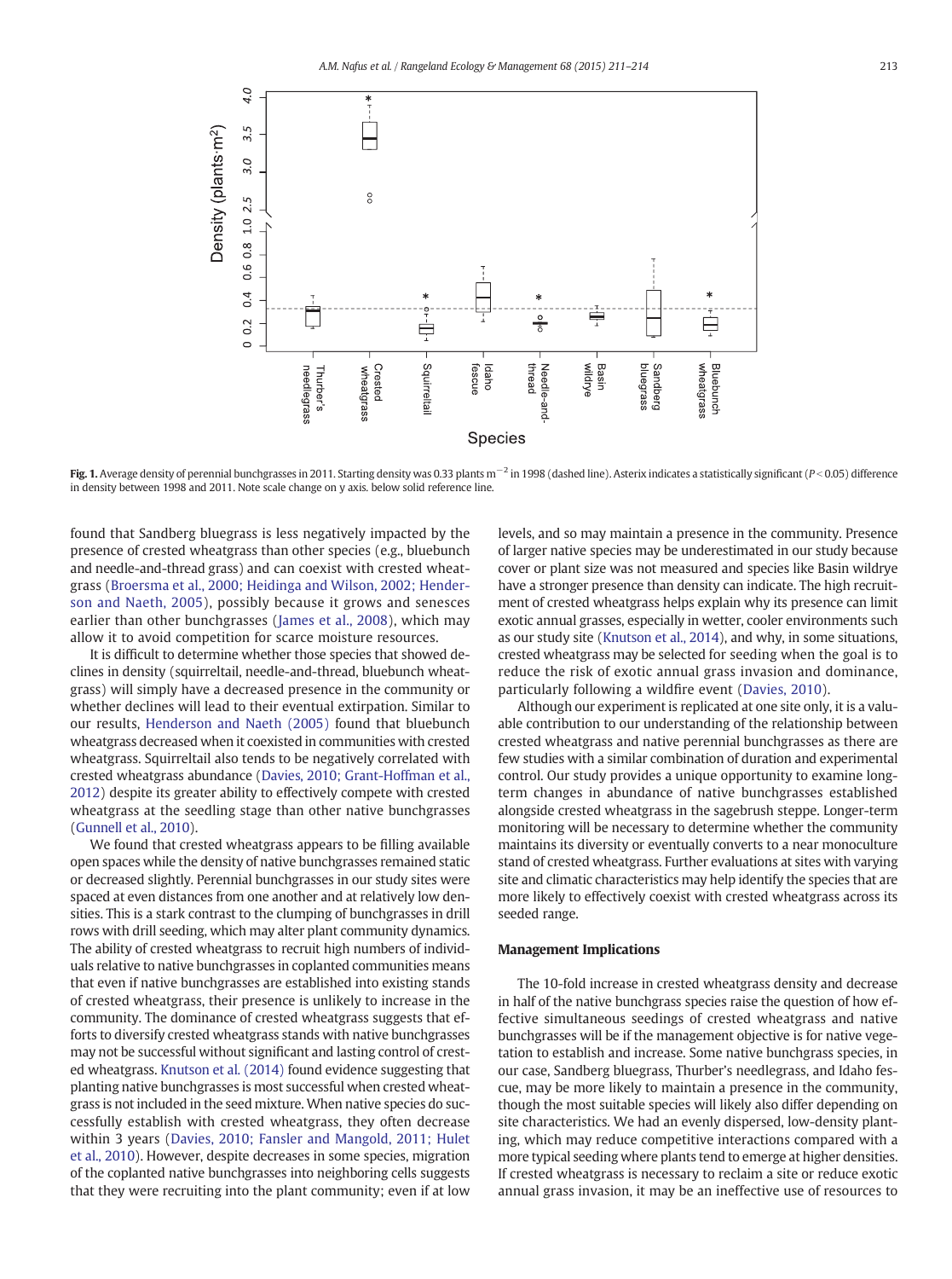Fig. 1. Average density of perennial bunchgrasses in 2011. Starting density was 0.33 plants $m^{-2}$ in 1998 (dashed line). Asterix indicates a statistically significant ($P < 0.05$) difference in density between 1998 and 2011. Note scale change on y axis. below solid reference line.

found that Sandberg bluegrass is less negatively impacted by the presence of crested wheatgrass than other species (e.g., bluebunch and needle-and-thread grass) and can coexist with crested wheatgrass (Broersma et al., 2000; Heidinga and Wilson, 2002; Henderson and Naeth, 2005), possibly because it grows and senesces earlier than other bunchgrasses (James et al., 2008), which may allow it to avoid competition for scarce moisture resources.

It is difficult to determine whether those species that showed declines in density (squirreltail, needle-and-thread, bluebunch wheatgrass) will simply have a decreased presence in the community or whether declines will lead to their eventual extirpation. Similar to our results, Henderson and Naeth (2005) found that bluebunch wheatgrass decreased when it coexisted in communities with crested wheatgrass. Squirreltail also tends to be negatively correlated with crested wheatgrass abundance (Davies, 2010; Grant-Hoffman et al., 2012) despite its greater ability to effectively compete with crested wheatgrass at the seedling stage than other native bunchgrasses (Gunnell et al., 2010).

We found that crested wheatgrass appears to be filling available open spaces while the density of native bunchgrasses remained static or decreased slightly. Perennial bunchgrasses in our study sites were spaced at even distances from one another and at relatively low densities. This is a stark contrast to the clumping of bunchgrasses in drill rows with drill seeding, which may alter plant community dynamics. The ability of crested wheatgrass to recruit high numbers of individuals relative to native bunchgrasses in coplanted communities means that even if native bunchgrasses are established into existing stands of crested wheatgrass, their presence is unlikely to increase in the community. The dominance of crested wheatgrass suggests that efforts to diversify crested wheatgrass stands with native bunchgrasses may not be successful without significant and lasting control of crested wheatgrass. Knutson et al. (2014) found evidence suggesting that planting native bunchgrasses is most successful when crested wheatgrass is not included in the seed mixture. When native species do successfully establish with crested wheatgrass, they often decrease within 3 years (Davies, 2010; Fansler and Mangold, 2011; Hulet et al., 2010). However, despite decreases in some species, migration of the coplanted native bunchgrasses into neighboring cells suggests that they were recruiting into the plant community; even if at low levels, and so may maintain a presence in the community. Presence of larger native species may be underestimated in our study because cover or plant size was not measured and species like Basin wildrye have a stronger presence than density can indicate. The high recruitment of crested wheatgrass helps explain why its presence can limit exotic annual grasses, especially in wetter, cooler environments such as our study site (Knutson et al., 2014), and why, in some situations, crested wheatgrass may be selected for seeding when the goal is to reduce the risk of exotic annual grass invasion and dominance, particularly following a wildfire event (Davies, 2010).

Although our experiment is replicated at one site only, it is a valuable contribution to our understanding of the relationship between crested wheatgrass and native perennial bunchgrasses as there are few studies with a similar combination of duration and experimental control. Our study provides a unique opportunity to examine long-term changes in abundance of native bunchgrasses established alongside crested wheatgrass in the sagebrush steppe. Longer-term monitoring will be necessary to determine whether the community maintains its diversity or eventually converts to a near monoculture stand of crested wheatgrass. Further evaluations at sites with varying site and climatic characteristics may help identify the species that are more likely to effectively coexist with crested wheatgrass across its seeded range.

## Management Implications

The 10-fold increase in crested wheatgrass density and decrease in half of the native bunchgrass species raise the question of how effective simultaneous seedings of crested wheatgrass and native bunchgrasses will be if the management objective is for native vegetation to establish and increase. Some native bunchgrass species, in our case, Sandberg bluegrass, Thurber's needlegrass, and Idaho fescue, may be more likely to maintain a presence in the community, though the most suitable species will likely also differ depending on site characteristics. We had an evenly dispersed, low-density planting, which may reduce competitive interactions compared with a more typical seeding where plants tend to emerge at higher densities. If crested wheatgrass is necessary to reclaim a site or reduce exotic annual grass invasion, it may be an ineffective use of resources to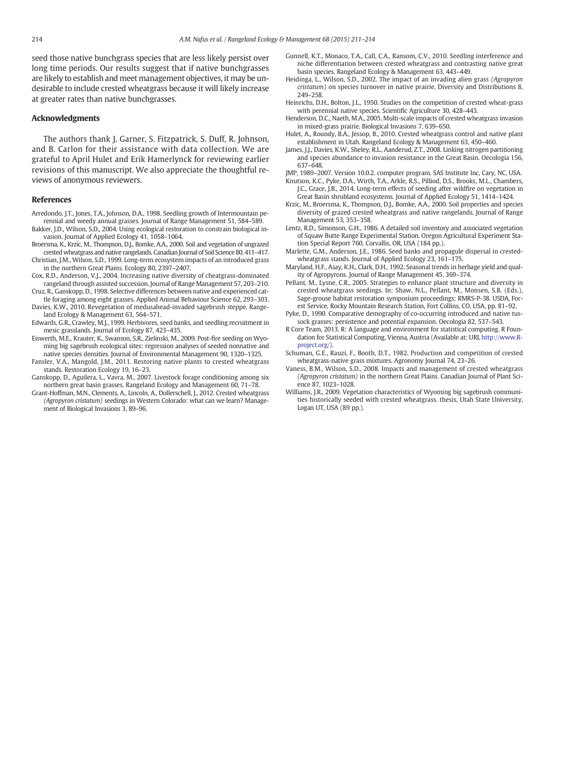seed those native bunchgrass species that are less likely persist over long time periods. Our results suggest that if native bunchgrasses are likely to establish and meet management objectives, it may be undesirable to include crested wheatgrass because it will likely increase at greater rates than native bunchgrasses.

## Acknowledgments

The authors thank J. Garner, S. Fitzpatrick, S. Duff, R. Johnson, and B. Carlon for their assistance with data collection. We are grateful to April Hulet and Erik Hamerlynck for reviewing earlier revisions of this manuscript. We also appreciate the thoughtful reviews of anonymous reviewers.

## References

Arredondo, J.T., Jones, T.A., Johnson, D.A., 1998. Seedling growth of Intermountain perennial and weedy annual grasses. Journal of Range Management 51, 584–589.

Bakker, J.D., Wilson, S.D., 2004. Using ecological restoration to constrain biological invasion. Journal of Applied Ecology 41, 1058–1064.

Broersma, K., Krzic, M., Thompson, D.J., Bomke, A.A., 2000. Soil and vegetation of ungrazed crested wheatgrass and native rangelands. Canadian Journal of Soil Science 80, 411–417.

Christian, J.M., Wilson, S.D., 1999. Long-term ecosystem impacts of an introduced grass in the northern Great Plains. Ecology 80, 2397–2407.

Cox, R.D., Anderson, V.J., 2004. Increasing native diversity of cheatgrass-dominated rangeland through assisted succession. Journal of Range Management 57, 203–210.

Cruz, R., Ganskopp, D., 1998. Selective differences between native and experienced cattle foraging among eight grasses. Applied Animal Behaviour Science 62, 293–303.

Davies, K.W., 2010. Revegetation of medusahead-invaded sagebrush steppe. Rangeland Ecology & Management 63, 564–571.

Edwards, G.R., Crawley, M.J., 1999. Herbivores, seed banks, and seedling recruitment in mesic grasslands. Journal of Ecology 87, 423–435.

Eiswerth, M.E., Krauter, K., Swanson, S.R., Zielinski, M., 2009. Post-fire seeding on Wyoming big sagebrush ecological sites: regression analyses of seeded nonnative and native species densities. Journal of Environmental Management 90, 1320–1325.

Fansler, V.A., Mangold, J.M., 2011. Restoring native plants to crested wheatgrass stands. Restoration Ecology 19, 16–23.

Ganskopp, D., Aguilera, L., Vavra, M., 2007. Livestock forage conditioning among six northern great basin grasses. Rangeland Ecology and Management 60, 71–78.

Grant-Hoffman, M.N., Clements, A., Lincoln, A., Dollerschell, J., 2012. Crested wheatgrass *(Agropyron cristatum)* seedings in Western Colorado: what can we learn? Management of Biological Invasions 3, 89–96.

Gunnell, K.T., Monaco, T.A., Call, C.A., Ransom, C.V., 2010. Seedling interference and niche differentiation between crested wheatgrass and contrasting native great basin species. Rangeland Ecology & Management 63, 443–449.

Heidinga, L., Wilson, S.D., 2002. The impact of an invading alien grass *(Agropyron cristatum)* on species turnover in native prairie. Diversity and Distributions 8, 249–258.

Heinrichs, D.H., Bolton, J.L., 1950. Studies on the competition of crested wheat-grass with perennial native species. Scientific Agriculture 30, 428–443.

Henderson, D.C., Naeth, M.A., 2005. Multi-scale impacts of crested wheatgrass invasion in mixed-grass prairie. Biological Invasions 7, 639–650.

Hulet, A., Roundy, B.A., Jessop, B., 2010. Crested wheatgrass control and native plant establishment in Utah. Rangeland Ecology & Management 63, 450–460.

James, J.J., Davies, K.W., Sheley, R.L., Aanderud, Z.T., 2008. Linking nitrogen partitioning and species abundance to invasion resistance in the Great Basin. Oecologia 156, 637–648.

JMP, 1989–2007. Version 10.0.2. computer program. SAS Institute Inc, Cary, NC, USA.

Knutson, K.C., Pyke, D.A., Wirth, T.A., Arkle, R.S., Pilliod, D.S., Brooks, M.L., Chambers, J.C., Grace, J.B., 2014. Long-term effects of seeding after wildfire on vegetation in Great Basin shrubland ecosystems. Journal of Applied Ecology 51, 1414–1424.

Krzic, M., Broersma, K., Thompson, D.J., Bomke, A.A., 2000. Soil properties and species diversity of grazed crested wheatgrass and native rangelands. Journal of Range Management 53, 353–358.

Lentz, R.D., Simonson, G.H., 1986. A detailed soil inventory and associated vegetation of Squaw Butte Range Experimental Station. Oregon Agricultural Experiment Station Special Report 760, Corvallis, OR, USA (184 pp.).

Marlette, G.M., Anderson, J.E., 1986. Seed banks and propagule dispersal in crested-wheatgrass stands. Journal of Applied Ecology 23, 161–175.

Maryland, H.F., Asay, K.H., Clark, D.H., 1992. Seasonal trends in herbage yield and quality of Agropyrons. Journal of Range Management 45, 369–374.

Pellant, M., Lysne, C.R., 2005. Strategies to enhance plant structure and diversity in crested wheatgrass seedings. In: Shaw, N.L., Pellant, M., Monsen, S.B. (Eds.), Sage-grouse habitat restoration symposium proceedings; RMRS-P-38. USDA, Forest Service, Rocky Mountain Research Station, Fort Collins, CO, USA, pp. 81–92.

Pyke, D., 1990. Comparative demography of co-occurring introduced and native tussock grasses: persistence and potential expansion. Oecologia 82, 537–543.

R Core Team, 2013. R: A language and environment for statistical computing. R Foundation for Statistical Computing, Vienna, Austria (Available at: URL http://www.R-project.org/).

Schuman, G.E., Rauzi, F., Booth, D.T., 1982. Production and competition of crested wheatgrass-native grass mixtures. Agronomy Journal 74, 23–26.

Vaness, B.M., Wilson, S.D., 2008. Impacts and management of crested wheatgrass *(Agropyron cristatum)* in the northern Great Plains. Canadian Journal of Plant Science 87, 1023–1028.

Williams, J.R., 2009. Vegetation characteristics of Wyoming big sagebrush communities historically seeded with crested wheatgrass. thesis, Utah State University, Logan UT, USA (89 pp.).